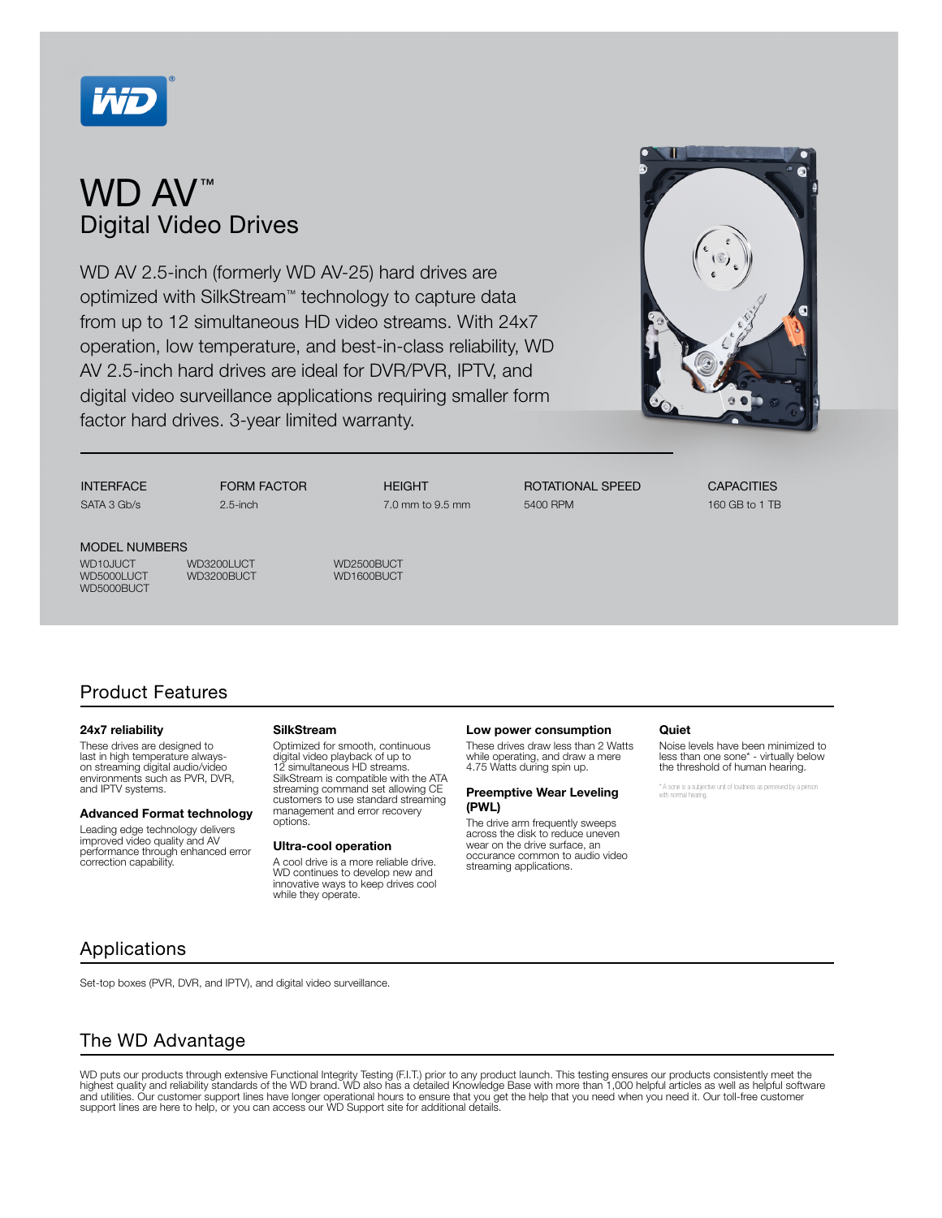# WD AV™

## Digital Video Drives

WD AV 2.5-inch (formerly WD AV-25) hard drives are optimized with SilkStream™ technology to capture data from up to 12 simultaneous HD video streams. With 24x7 operation, low temperature, and best-in-class reliability, WD AV 2.5-inch hard drives are ideal for DVR/PVR, IPTV, and digital video surveillance applications requiring smaller form factor hard drives. 3-year limited warranty.

| INTERFACE | FORM FACTOR | HEIGHT | ROTATIONAL SPEED | CAPACITIES |
| --- | --- | --- | --- | --- |
| SATA 3 Gb/s | 2.5-inch | 7.0 mm to 9.5 mm | 5400 RPM | 160 GB to 1 TB |

MODEL NUMBERS

WD10JUCT
WD5000LUCT
WD5000BUCT
WD3200LUCT
WD3200BUCT
WD2500BUCT
WD1600BUCT

## Product Features

**24x7 reliability**

These drives are designed to last in high temperature always-on streaming digital audio/video environments such as PVR, DVR, and IPTV systems.

**Advanced Format technology**

Leading edge technology delivers improved video quality and AV performance through enhanced error correction capability.

**SilkStream**

Optimized for smooth, continuous digital video playback of up to 12 simultaneous HD streams. SilkStream is compatible with the ATA streaming command set allowing CE customers to use standard streaming management and error recovery options.

**Ultra-cool operation**

A cool drive is a more reliable drive. WD continues to develop new and innovative ways to keep drives cool while they operate.

**Low power consumption**

These drives draw less than 2 Watts while operating, and draw a mere 4.75 Watts during spin up.

**Preemptive Wear Leveling (PWL)**

The drive arm frequently sweeps across the disk to reduce uneven wear on the drive surface, an occurance common to audio video streaming applications.

**Quiet**

Noise levels have been minimized to less than one sone* - virtually below the threshold of human hearing.

* A sone is a subjective unit of loudness as perceived by a person with normal hearing.

## Applications

Set-top boxes (PVR, DVR, and IPTV), and digital video surveillance.

## The WD Advantage

WD puts our products through extensive Functional Integrity Testing (F.I.T.) prior to any product launch. This testing ensures our products consistently meet the highest quality and reliability standards of the WD brand. WD also has a detailed Knowledge Base with more than 1,000 helpful articles as well as helpful software and utilities. Our customer support lines have longer operational hours to ensure that you get the help that you need when you need it. Our toll-free customer support lines are here to help, or you can access our WD Support site for additional details.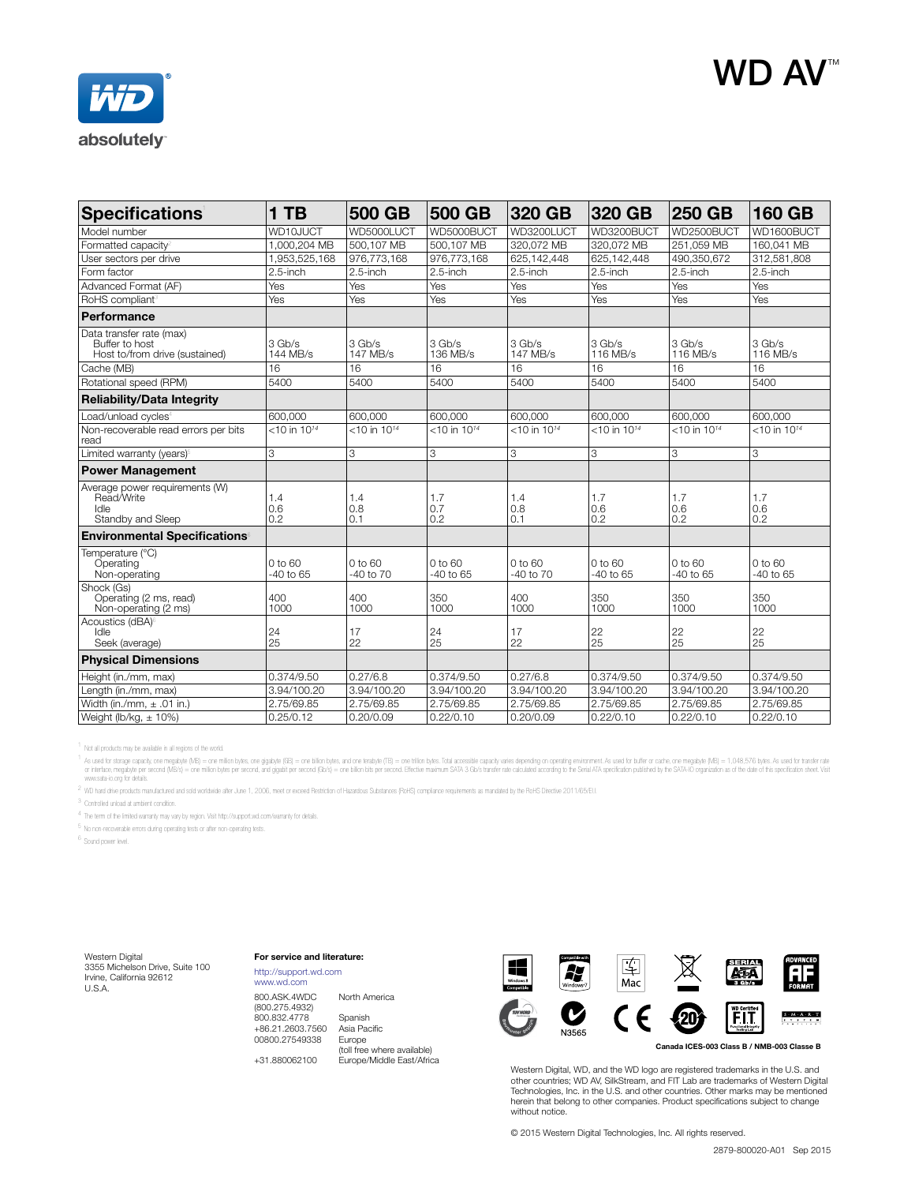# WD AV™

| Specifications[1] | 1 TB | 500 GB | 500 GB | 320 GB | 320 GB | 250 GB | 160 GB |
|---|---|---|---|---|---|---|---|
| Model number | WD10JUCT | WD5000LUCT | WD5000BUCT | WD3200LUCT | WD3200BUCT | WD2500BUCT | WD1600BUCT |
| Formatted capacity[1] | 1,000,204 MB | 500,107 MB | 500,107 MB | 320,072 MB | 320,072 MB | 251,059 MB | 160,041 MB |
| User sectors per drive | 1,953,525,168 | 976,773,168 | 976,773,168 | 625,142,448 | 625,142,448 | 490,350,672 | 312,581,808 |
| Form factor | 2.5-inch | 2.5-inch | 2.5-inch | 2.5-inch | 2.5-inch | 2.5-inch | 2.5-inch |
| Advanced Format (AF) | Yes | Yes | Yes | Yes | Yes | Yes | Yes |
| RoHS compliant[2] | Yes | Yes | Yes | Yes | Yes | Yes | Yes |
| **Performance** | | | | | | | |
| Data transfer rate (max) Buffer to host Host to/from drive (sustained) | 3 Gb/s 144 MB/s | 3 Gb/s 147 MB/s | 3 Gb/s 136 MB/s | 3 Gb/s 147 MB/s | 3 Gb/s 116 MB/s | 3 Gb/s 116 MB/s | 3 Gb/s 116 MB/s |
| Cache (MB) | 16 | 16 | 16 | 16 | 16 | 16 | 16 |
| Rotational speed (RPM) | 5400 | 5400 | 5400 | 5400 | 5400 | 5400 | 5400 |
| **Reliability/Data Integrity** | | | | | | | |
| Load/unload cycles[3] | 600,000 | 600,000 | 600,000 | 600,000 | 600,000 | 600,000 | 600,000 |
| Non-recoverable read errors per bits read | $<10$ in $10^{14}$ | $<10$ in $10^{14}$ | $<10$ in $10^{14}$ | $<10$ in $10^{14}$ | $<10$ in $10^{14}$ | $<10$ in $10^{14}$ | $<10$ in $10^{14}$ |
| Limited warranty (years)[4] | 3 | 3 | 3 | 3 | 3 | 3 | 3 |
| **Power Management** | | | | | | | |
| Average power requirements (W) Read/Write Idle Standby and Sleep | 1.4 0.6 0.2 | 1.4 0.8 0.1 | 1.7 0.7 0.2 | 1.4 0.8 0.1 | 1.7 0.6 0.2 | 1.7 0.6 0.2 | 1.7 0.6 0.2 |
| **Environmental Specifications**[5] | | | | | | | |
| Temperature (°C) Operating Non-operating | 0 to 60 -40 to 65 | 0 to 60 -40 to 70 | 0 to 60 -40 to 65 | 0 to 60 -40 to 70 | 0 to 60 -40 to 65 | 0 to 60 -40 to 65 | 0 to 60 -40 to 65 |
| Shock (Gs) Operating (2 ms, read) Non-operating (2 ms) | 400 1000 | 400 1000 | 350 1000 | 400 1000 | 350 1000 | 350 1000 | 350 1000 |
| Acoustics (dBA)[6] Idle Seek (average) | 24 25 | 17 22 | 24 25 | 17 22 | 22 25 | 22 25 | 22 25 |
| **Physical Dimensions** | | | | | | | |
| Height (in./mm, max) | 0.374/9.50 | 0.27/6.8 | 0.374/9.50 | 0.27/6.8 | 0.374/9.50 | 0.374/9.50 | 0.374/9.50 |
| Length (in./mm, max) | 3.94/100.20 | 3.94/100.20 | 3.94/100.20 | 3.94/100.20 | 3.94/100.20 | 3.94/100.20 | 3.94/100.20 |
| Width (in./mm, ± .01 in.) | 2.75/69.85 | 2.75/69.85 | 2.75/69.85 | 2.75/69.85 | 2.75/69.85 | 2.75/69.85 | 2.75/69.85 |
| Weight (lb/kg, ± 10%) | 0.25/0.12 | 0.20/0.09 | 0.22/0.10 | 0.20/0.09 | 0.22/0.10 | 0.22/0.10 | 0.22/0.10 |

[1] Not all products may be available in all regions of the world.

[1] As used for storage capacity, one megabyte (MB) = one million bytes, one gigabyte (GB) = one billion bytes, and one terabyte (TB) = one trillion bytes. Total accessible capacity varies depending on operating environment. As used for buffer or cache, one megabyte (MB) = 1,048,576 bytes. As used for transfer rate or interface, megabyte per second (MB/s) = one million bytes per second, and gigabit per second (Gb/s) = one billion bits per second. Effective maximum SATA 3 Gb/s transfer rate calculated according to the Serial ATA specification published by the SATA-IO organization as of the date of this specification sheet. Visit www.sata-io.org for details.

[2] WD hard drive products manufactured and sold worldwide after June 1, 2006, meet or exceed Restriction of Hazardous Substances (RoHS) compliance requirements as mandated by the RoHS Directive 2011/65/EU.

[3] Controlled unload at ambient condition.

[4] The term of the limited warranty may vary by region. Visit http://support.wd.com/warranty for details.

[5] No non-recoverable errors during operating tests or after non-operating tests.

[6] Sound power level.

Western Digital
3355 Michelson Drive, Suite 100
Irvine, California 92612
U.S.A.

**For service and literature:**

http://support.wd.com
www.wd.com

| | |
|---|---|
| 800.ASK.4WDC (800.275.4932) | North America |
| 800.832.4778 | Spanish |
| +86.21.2603.7560 | Asia Pacific |
| 00800.27549338 | Europe (toll free where available) |
| +31.880062100 | Europe/Middle East/Africa |

Canada ICES-003 Class B / NMB-003 Classe B

Western Digital, WD, and the WD logo are registered trademarks in the U.S. and other countries; WD AV, SilkStream, and FIT Lab are trademarks of Western Digital Technologies, Inc. in the U.S. and other countries. Other marks may be mentioned herein that belong to other companies. Product specifications subject to change without notice.

© 2015 Western Digital Technologies, Inc. All rights reserved.

2879-800020-A01 Sep 2015